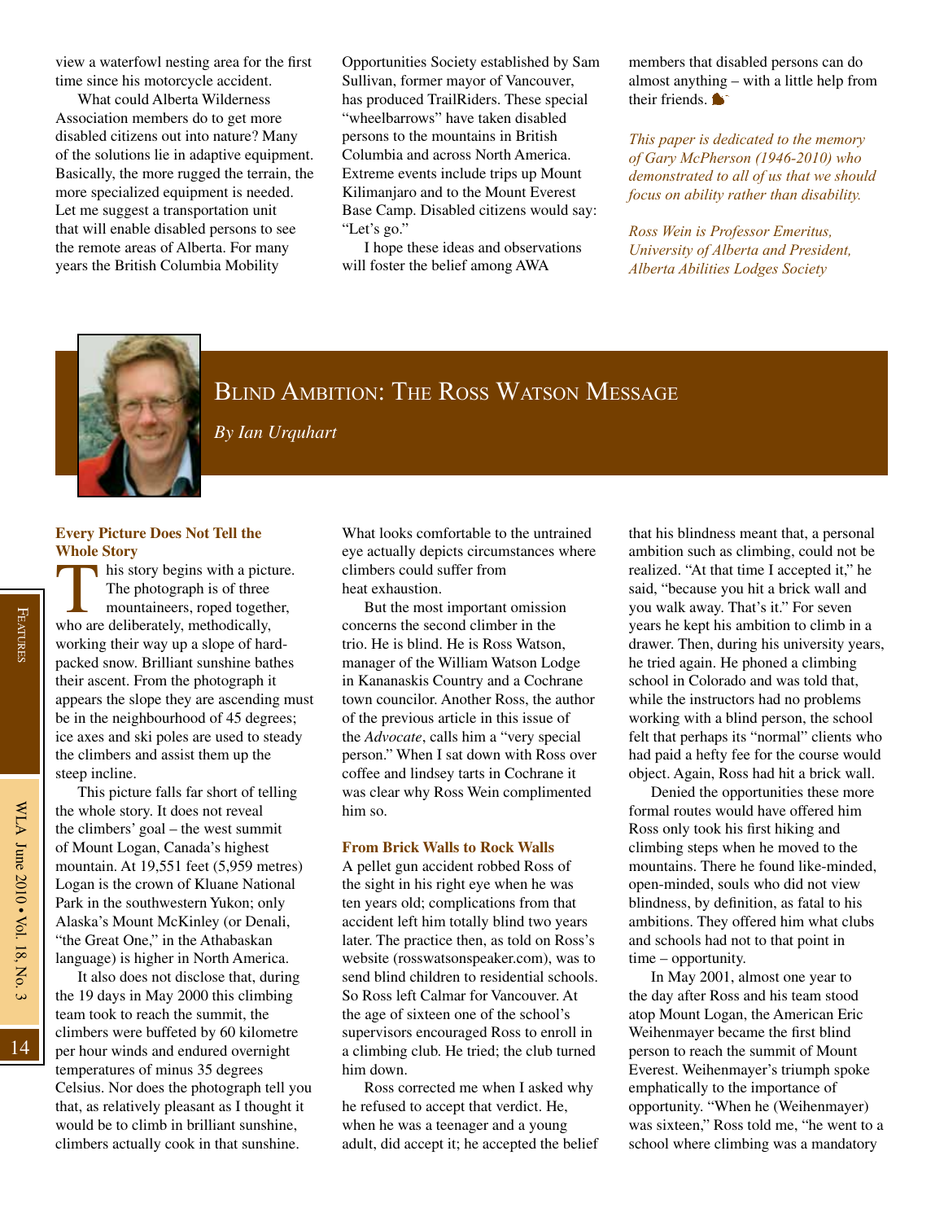view a waterfowl nesting area for the first time since his motorcycle accident.

What could Alberta Wilderness Association members do to get more disabled citizens out into nature? Many of the solutions lie in adaptive equipment. Basically, the more rugged the terrain, the more specialized equipment is needed. Let me suggest a transportation unit that will enable disabled persons to see the remote areas of Alberta. For many years the British Columbia Mobility Opportunities Society established by Sam Sullivan, former mayor of Vancouver, has produced TrailRiders. These special "wheelbarrows" have taken disabled persons to the mountains in British Columbia and across North America. Extreme events include trips up Mount Kilimanjaro and to the Mount Everest Base Camp. Disabled citizens would say: "Let's go."

I hope these ideas and observations will foster the belief among AWA members that disabled persons can do almost anything – with a little help from their friends.

*This paper is dedicated to the memory of Gary McPherson (1946-2010) who demonstrated to all of us that we should focus on ability rather than disability.*

*Ross Wein is Professor Emeritus, University of Alberta and President, Alberta Abilities Lodges Society*

# Blind Ambition: The Ross Watson Message

*By Ian Urquhart*

## Every Picture Does Not Tell the Whole Story

This story begins with a picture. The photograph is of three mountaineers, roped together, who are deliberately, methodically, working their way up a slope of hard-packed snow. Brilliant sunshine bathes their ascent. From the photograph it appears the slope they are ascending must be in the neighbourhood of 45 degrees; ice axes and ski poles are used to steady the climbers and assist them up the steep incline.

This picture falls far short of telling the whole story. It does not reveal the climbers' goal – the west summit of Mount Logan, Canada's highest mountain. At 19,551 feet (5,959 metres) Logan is the crown of Kluane National Park in the southwestern Yukon; only Alaska's Mount McKinley (or Denali, "the Great One," in the Athabaskan language) is higher in North America.

It also does not disclose that, during the 19 days in May 2000 this climbing team took to reach the summit, the climbers were buffeted by 60 kilometre per hour winds and endured overnight temperatures of minus 35 degrees Celsius. Nor does the photograph tell you that, as relatively pleasant as I thought it would be to climb in brilliant sunshine, climbers actually cook in that sunshine. What looks comfortable to the untrained eye actually depicts circumstances where climbers could suffer from heat exhaustion.

But the most important omission concerns the second climber in the trio. He is blind. He is Ross Watson, manager of the William Watson Lodge in Kananaskis Country and a Cochrane town councilor. Another Ross, the author of the previous article in this issue of the *Advocate*, calls him a "very special person." When I sat down with Ross over coffee and lindsey tarts in Cochrane it was clear why Ross Wein complimented him so.

## From Brick Walls to Rock Walls

A pellet gun accident robbed Ross of the sight in his right eye when he was ten years old; complications from that accident left him totally blind two years later. The practice then, as told on Ross's website (rosswatsonspeaker.com), was to send blind children to residential schools. So Ross left Calmar for Vancouver. At the age of sixteen one of the school's supervisors encouraged Ross to enroll in a climbing club. He tried; the club turned him down.

Ross corrected me when I asked why he refused to accept that verdict. He, when he was a teenager and a young adult, did accept it; he accepted the belief that his blindness meant that, a personal ambition such as climbing, could not be realized. "At that time I accepted it," he said, "because you hit a brick wall and you walk away. That's it." For seven years he kept his ambition to climb in a drawer. Then, during his university years, he tried again. He phoned a climbing school in Colorado and was told that, while the instructors had no problems working with a blind person, the school felt that perhaps its "normal" clients who had paid a hefty fee for the course would object. Again, Ross had hit a brick wall.

Denied the opportunities these more formal routes would have offered him Ross only took his first hiking and climbing steps when he moved to the mountains. There he found like-minded, open-minded, souls who did not view blindness, by definition, as fatal to his ambitions. They offered him what clubs and schools had not to that point in time – opportunity.

In May 2001, almost one year to the day after Ross and his team stood atop Mount Logan, the American Eric Weihenmayer became the first blind person to reach the summit of Mount Everest. Weihenmayer's triumph spoke emphatically to the importance of opportunity. "When he (Weihenmayer) was sixteen," Ross told me, "he went to a school where climbing was a mandatory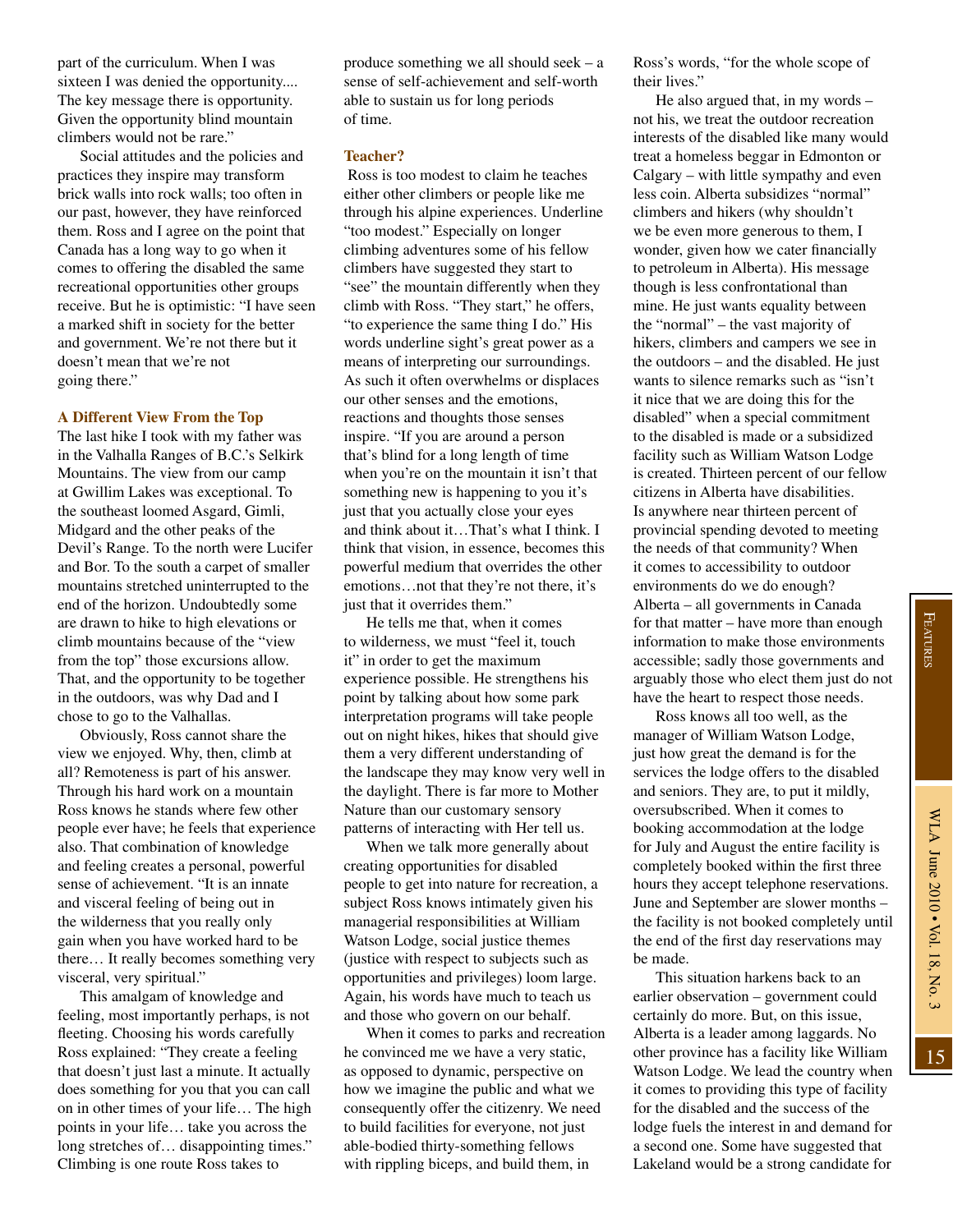part of the curriculum. When I was sixteen I was denied the opportunity.... The key message there is opportunity. Given the opportunity blind mountain climbers would not be rare."

Social attitudes and the policies and practices they inspire may transform brick walls into rock walls; too often in our past, however, they have reinforced them. Ross and I agree on the point that Canada has a long way to go when it comes to offering the disabled the same recreational opportunities other groups receive. But he is optimistic: "I have seen a marked shift in society for the better and government. We're not there but it doesn't mean that we're not going there."

### A Different View From the Top

The last hike I took with my father was in the Valhalla Ranges of B.C.'s Selkirk Mountains. The view from our camp at Gwillim Lakes was exceptional. To the southeast loomed Asgard, Gimli, Midgard and the other peaks of the Devil's Range. To the north were Lucifer and Bor. To the south a carpet of smaller mountains stretched uninterrupted to the end of the horizon. Undoubtedly some are drawn to hike to high elevations or climb mountains because of the "view from the top" those excursions allow. That, and the opportunity to be together in the outdoors, was why Dad and I chose to go to the Valhallas.

Obviously, Ross cannot share the view we enjoyed. Why, then, climb at all? Remoteness is part of his answer. Through his hard work on a mountain Ross knows he stands where few other people ever have; he feels that experience also. That combination of knowledge and feeling creates a personal, powerful sense of achievement. "It is an innate and visceral feeling of being out in the wilderness that you really only gain when you have worked hard to be there… It really becomes something very visceral, very spiritual."

This amalgam of knowledge and feeling, most importantly perhaps, is not fleeting. Choosing his words carefully Ross explained: "They create a feeling that doesn't just last a minute. It actually does something for you that you can call on in other times of your life… The high points in your life… take you across the long stretches of… disappointing times." Climbing is one route Ross takes to produce something we all should seek – a sense of self-achievement and self-worth able to sustain us for long periods of time.

### Teacher?

Ross is too modest to claim he teaches either other climbers or people like me through his alpine experiences. Underline "too modest." Especially on longer climbing adventures some of his fellow climbers have suggested they start to "see" the mountain differently when they climb with Ross. "They start," he offers, "to experience the same thing I do." His words underline sight's great power as a means of interpreting our surroundings. As such it often overwhelms or displaces our other senses and the emotions, reactions and thoughts those senses inspire. "If you are around a person that's blind for a long length of time when you're on the mountain it isn't that something new is happening to you it's just that you actually close your eyes and think about it…That's what I think. I think that vision, in essence, becomes this powerful medium that overrides the other emotions…not that they're not there, it's just that it overrides them."

He tells me that, when it comes to wilderness, we must "feel it, touch it" in order to get the maximum experience possible. He strengthens his point by talking about how some park interpretation programs will take people out on night hikes, hikes that should give them a very different understanding of the landscape they may know very well in the daylight. There is far more to Mother Nature than our customary sensory patterns of interacting with Her tell us.

When we talk more generally about creating opportunities for disabled people to get into nature for recreation, a subject Ross knows intimately given his managerial responsibilities at William Watson Lodge, social justice themes (justice with respect to subjects such as opportunities and privileges) loom large. Again, his words have much to teach us and those who govern on our behalf.

When it comes to parks and recreation he convinced me we have a very static, as opposed to dynamic, perspective on how we imagine the public and what we consequently offer the citizenry. We need to build facilities for everyone, not just able-bodied thirty-something fellows with rippling biceps, and build them, in Ross's words, "for the whole scope of their lives."

He also argued that, in my words – not his, we treat the outdoor recreation interests of the disabled like many would treat a homeless beggar in Edmonton or Calgary – with little sympathy and even less coin. Alberta subsidizes "normal" climbers and hikers (why shouldn't we be even more generous to them, I wonder, given how we cater financially to petroleum in Alberta). His message though is less confrontational than mine. He just wants equality between the "normal" – the vast majority of hikers, climbers and campers we see in the outdoors – and the disabled. He just wants to silence remarks such as "isn't it nice that we are doing this for the disabled" when a special commitment to the disabled is made or a subsidized facility such as William Watson Lodge is created. Thirteen percent of our fellow citizens in Alberta have disabilities. Is anywhere near thirteen percent of provincial spending devoted to meeting the needs of that community? When it comes to accessibility to outdoor environments do we do enough? Alberta – all governments in Canada for that matter – have more than enough information to make those environments accessible; sadly those governments and arguably those who elect them just do not have the heart to respect those needs.

Ross knows all too well, as the manager of William Watson Lodge, just how great the demand is for the services the lodge offers to the disabled and seniors. They are, to put it mildly, oversubscribed. When it comes to booking accommodation at the lodge for July and August the entire facility is completely booked within the first three hours they accept telephone reservations. June and September are slower months – the facility is not booked completely until the end of the first day reservations may be made.

This situation harkens back to an earlier observation – government could certainly do more. But, on this issue, Alberta is a leader among laggards. No other province has a facility like William Watson Lodge. We lead the country when it comes to providing this type of facility for the disabled and the success of the lodge fuels the interest in and demand for a second one. Some have suggested that Lakeland would be a strong candidate for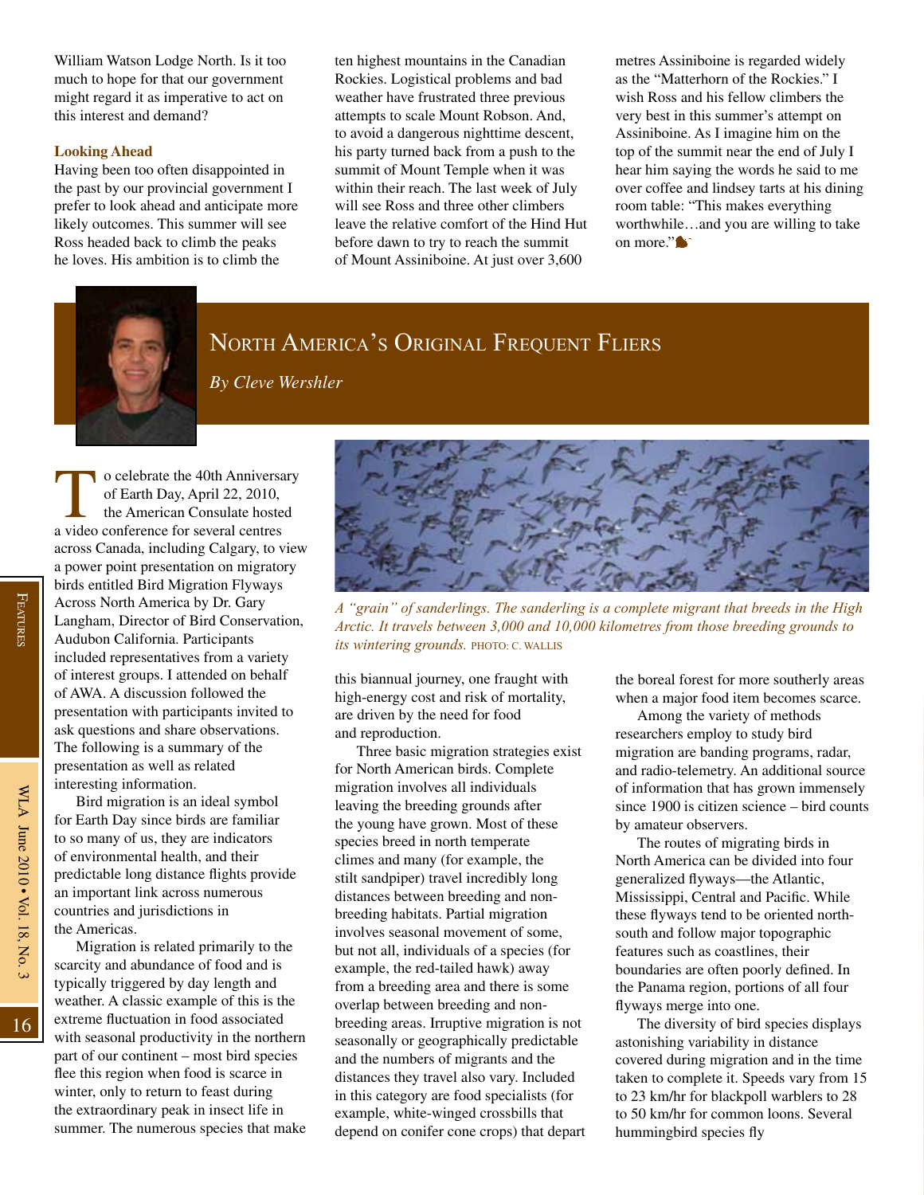William Watson Lodge North. Is it too much to hope for that our government might regard it as imperative to act on this interest and demand?

### Looking Ahead

Having been too often disappointed in the past by our provincial government I prefer to look ahead and anticipate more likely outcomes. This summer will see Ross headed back to climb the peaks he loves. His ambition is to climb the ten highest mountains in the Canadian Rockies. Logistical problems and bad weather have frustrated three previous attempts to scale Mount Robson. And, to avoid a dangerous nighttime descent, his party turned back from a push to the summit of Mount Temple when it was within their reach. The last week of July will see Ross and three other climbers leave the relative comfort of the Hind Hut before dawn to try to reach the summit of Mount Assiniboine. At just over 3,600 metres Assiniboine is regarded widely as the "Matterhorn of the Rockies." I wish Ross and his fellow climbers the very best in this summer's attempt on Assiniboine. As I imagine him on the top of the summit near the end of July I hear him saying the words he said to me over coffee and lindsey tarts at his dining room table: "This makes everything worthwhile…and you are willing to take on more."

## North America's Original Frequent Fliers

*By Cleve Wershler*

To celebrate the 40th Anniversary of Earth Day, April 22, 2010, the American Consulate hosted a video conference for several centres across Canada, including Calgary, to view a power point presentation on migratory birds entitled Bird Migration Flyways Across North America by Dr. Gary Langham, Director of Bird Conservation, Audubon California. Participants included representatives from a variety of interest groups. I attended on behalf of AWA. A discussion followed the presentation with participants invited to ask questions and share observations. The following is a summary of the presentation as well as related interesting information.

Bird migration is an ideal symbol for Earth Day since birds are familiar to so many of us, they are indicators of environmental health, and their predictable long distance flights provide an important link across numerous countries and jurisdictions in the Americas.

Migration is related primarily to the scarcity and abundance of food and is typically triggered by day length and weather. A classic example of this is the extreme fluctuation in food associated with seasonal productivity in the northern part of our continent – most bird species flee this region when food is scarce in winter, only to return to feast during the extraordinary peak in insect life in summer. The numerous species that make this biannual journey, one fraught with high-energy cost and risk of mortality, are driven by the need for food and reproduction.

*A "grain" of sanderlings. The sanderling is a complete migrant that breeds in the High Arctic. It travels between 3,000 and 10,000 kilometres from those breeding grounds to its wintering grounds.* PHOTO: C. WALLIS

Three basic migration strategies exist for North American birds. Complete migration involves all individuals leaving the breeding grounds after the young have grown. Most of these species breed in north temperate climes and many (for example, the stilt sandpiper) travel incredibly long distances between breeding and non-breeding habitats. Partial migration involves seasonal movement of some, but not all, individuals of a species (for example, the red-tailed hawk) away from a breeding area and there is some overlap between breeding and non-breeding areas. Irruptive migration is not seasonally or geographically predictable and the numbers of migrants and the distances they travel also vary. Included in this category are food specialists (for example, white-winged crossbills that depend on conifer cone crops) that depart the boreal forest for more southerly areas when a major food item becomes scarce.

Among the variety of methods researchers employ to study bird migration are banding programs, radar, and radio-telemetry. An additional source of information that has grown immensely since 1900 is citizen science – bird counts by amateur observers.

The routes of migrating birds in North America can be divided into four generalized flyways—the Atlantic, Mississippi, Central and Pacific. While these flyways tend to be oriented north-south and follow major topographic features such as coastlines, their boundaries are often poorly defined. In the Panama region, portions of all four flyways merge into one.

The diversity of bird species displays astonishing variability in distance covered during migration and in the time taken to complete it. Speeds vary from 15 to 23 km/hr for blackpoll warblers to 28 to 50 km/hr for common loons. Several hummingbird species fly